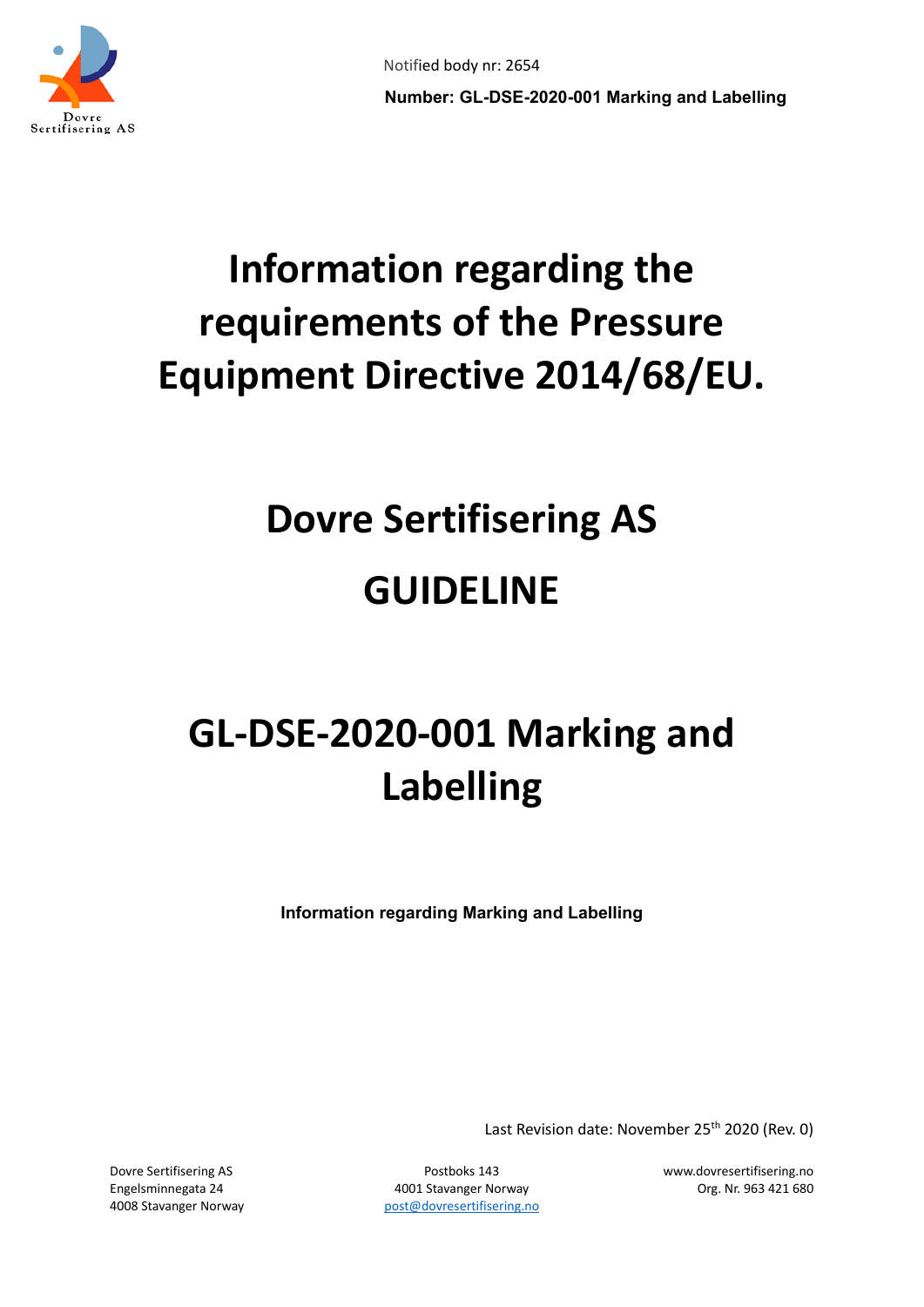Notified body nr: 2654

**Number: GL-DSE-2020-001 Marking and Labelling**

# Information regarding the requirements of the Pressure Equipment Directive 2014/68/EU.

# Dovre Sertifisering AS

# GUIDELINE

# GL-DSE-2020-001 Marking and Labelling

**Information regarding Marking and Labelling**

Last Revision date: November 25th 2020 (Rev. 0)

Dovre Sertifisering AS
Engelsminnegata 24
4008 Stavanger Norway

Postboks 143
4001 Stavanger Norway
post@dovresertifisering.no

www.dovresertifisering.no
Org. Nr. 963 421 680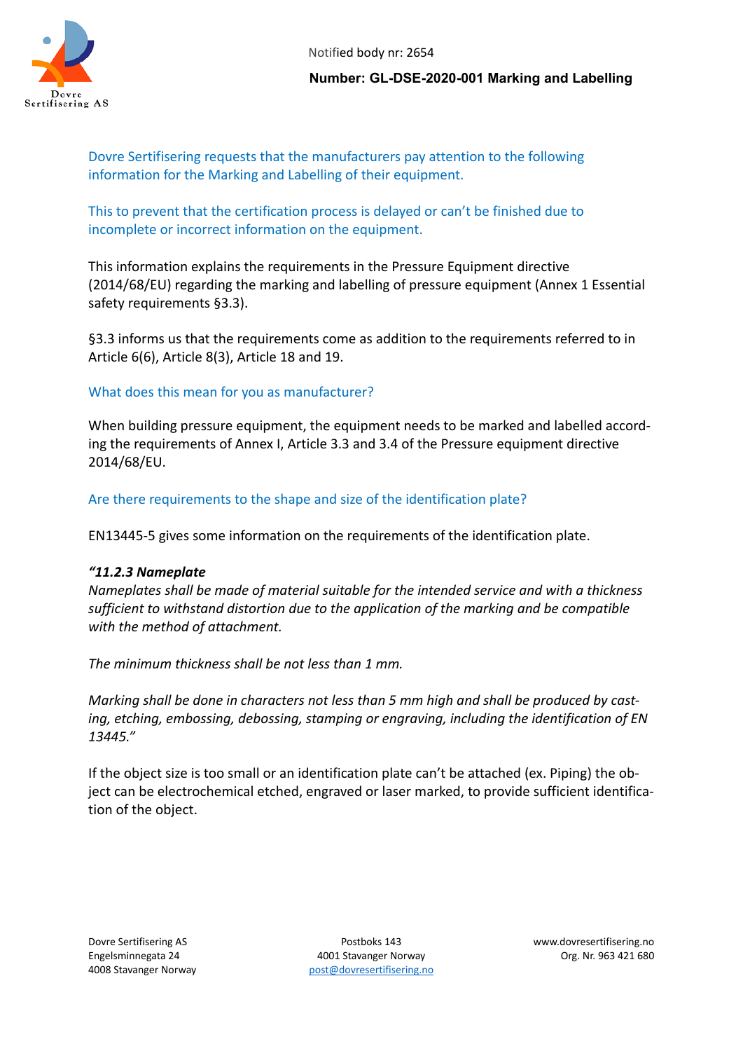Dovre Sertifisering requests that the manufacturers pay attention to the following information for the Marking and Labelling of their equipment.

This to prevent that the certification process is delayed or can't be finished due to incomplete or incorrect information on the equipment.

This information explains the requirements in the Pressure Equipment directive (2014/68/EU) regarding the marking and labelling of pressure equipment (Annex 1 Essential safety requirements §3.3).

§3.3 informs us that the requirements come as addition to the requirements referred to in Article 6(6), Article 8(3), Article 18 and 19.

## What does this mean for you as manufacturer?

When building pressure equipment, the equipment needs to be marked and labelled according the requirements of Annex I, Article 3.3 and 3.4 of the Pressure equipment directive 2014/68/EU.

## Are there requirements to the shape and size of the identification plate?

EN13445-5 gives some information on the requirements of the identification plate.

***"11.2.3 Nameplate***

*Nameplates shall be made of material suitable for the intended service and with a thickness sufficient to withstand distortion due to the application of the marking and be compatible with the method of attachment.*

*The minimum thickness shall be not less than 1 mm.*

*Marking shall be done in characters not less than 5 mm high and shall be produced by casting, etching, embossing, debossing, stamping or engraving, including the identification of EN 13445."*

If the object size is too small or an identification plate can't be attached (ex. Piping) the object can be electrochemical etched, engraved or laser marked, to provide sufficient identification of the object.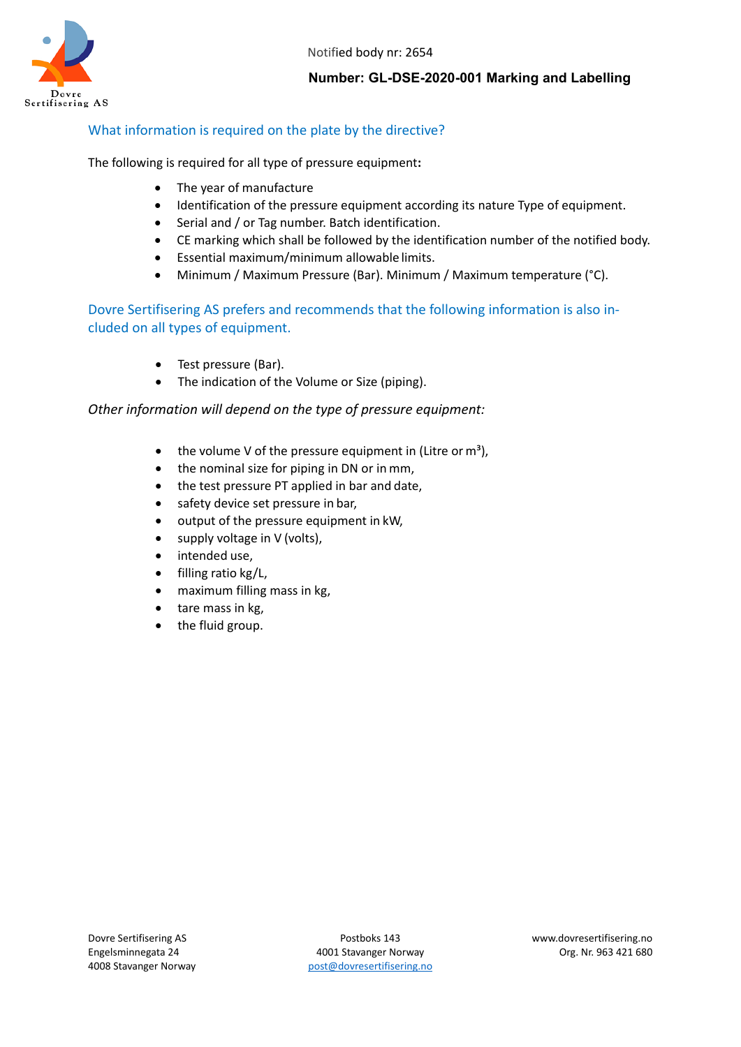## What information is required on the plate by the directive?

The following is required for all type of pressure equipment**:**

- The year of manufacture
- Identification of the pressure equipment according its nature Type of equipment.
- Serial and / or Tag number. Batch identification.
- CE marking which shall be followed by the identification number of the notified body.
- Essential maximum/minimum allowable limits.
- Minimum / Maximum Pressure (Bar). Minimum / Maximum temperature (°C).

## Dovre Sertifisering AS prefers and recommends that the following information is also included on all types of equipment.

- Test pressure (Bar).
- The indication of the Volume or Size (piping).

*Other information will depend on the type of pressure equipment:*

- the volume V of the pressure equipment in (Litre or $m^3$),
- the nominal size for piping in DN or in mm,
- the test pressure PT applied in bar and date,
- safety device set pressure in bar,
- output of the pressure equipment in kW,
- supply voltage in V (volts),
- intended use,
- filling ratio kg/L,
- maximum filling mass in kg,
- tare mass in kg,
- the fluid group.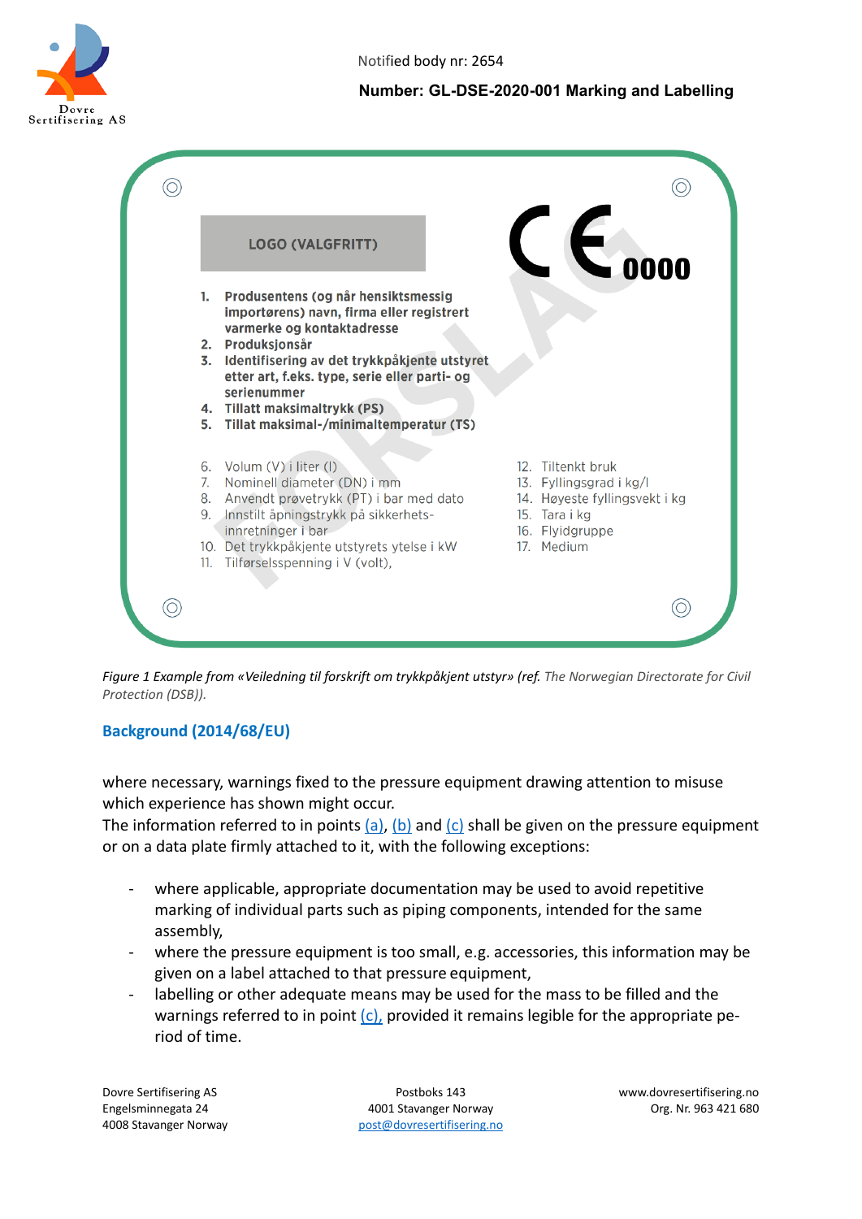LOGO (VALGFRITT)

CE 0000

1. Produsentens (og når hensiktsmessig importørens) navn, firma eller registrert varemerke og kontaktadresse
2. Produksjonsår
3. Identifisering av det trykkpåkjente utstyret etter art, f.eks. type, serie eller parti- og serienummer
4. Tillatt maksimaltrykk (PS)
5. Tillat maksimal-/minimaltemperatur (TS)

6. Volum (V) i liter (l)
7. Nominell diameter (DN) i mm
8. Anvendt prøvetrykk (PT) i bar med dato
9. Innstilt åpningstrykk på sikkerhets-innretninger i bar
10. Det trykkpåkjente utstyrets ytelse i kW
11. Tilførselsspenning i V (volt),
12. Tiltenkt bruk
13. Fyllingsgrad i kg/l
14. Høyeste fyllingsvekt i kg
15. Tara i kg
16. Flyidgruppe
17. Medium

FORSLAG

*Figure 1 Example from «Veiledning til forskrift om trykkpåkjent utstyr» (ref. The Norwegian Directorate for Civil Protection (DSB)).*

## Background (2014/68/EU)

where necessary, warnings fixed to the pressure equipment drawing attention to misuse which experience has shown might occur.

The information referred to in points (a), (b) and (c) shall be given on the pressure equipment or on a data plate firmly attached to it, with the following exceptions:

- where applicable, appropriate documentation may be used to avoid repetitive marking of individual parts such as piping components, intended for the same assembly,
- where the pressure equipment is too small, e.g. accessories, this information may be given on a label attached to that pressure equipment,
- labelling or other adequate means may be used for the mass to be filled and the warnings referred to in point (c), provided it remains legible for the appropriate period of time.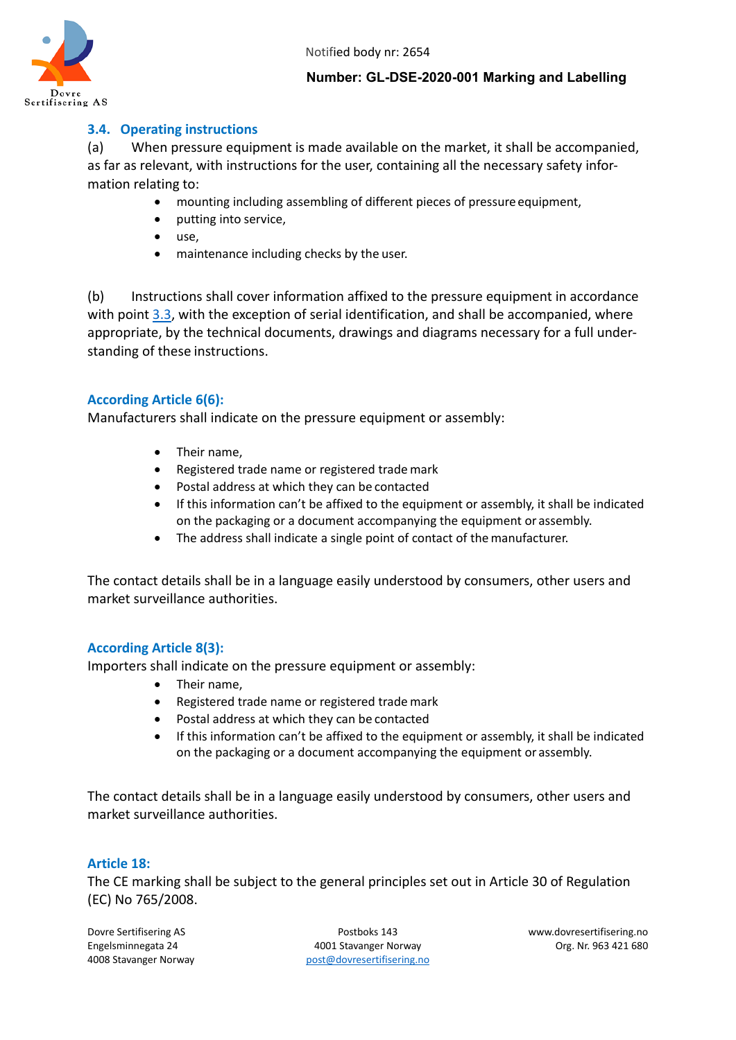### 3.4. Operating instructions

(a) When pressure equipment is made available on the market, it shall be accompanied, as far as relevant, with instructions for the user, containing all the necessary safety information relating to:

- mounting including assembling of different pieces of pressure equipment,
- putting into service,
- use,
- maintenance including checks by the user.

(b) Instructions shall cover information affixed to the pressure equipment in accordance with point 3.3, with the exception of serial identification, and shall be accompanied, where appropriate, by the technical documents, drawings and diagrams necessary for a full understanding of these instructions.

#### According Article 6(6):

Manufacturers shall indicate on the pressure equipment or assembly:

- Their name,
- Registered trade name or registered trade mark
- Postal address at which they can be contacted
- If this information can't be affixed to the equipment or assembly, it shall be indicated on the packaging or a document accompanying the equipment or assembly.
- The address shall indicate a single point of contact of the manufacturer.

The contact details shall be in a language easily understood by consumers, other users and market surveillance authorities.

#### According Article 8(3):

Importers shall indicate on the pressure equipment or assembly:

- Their name,
- Registered trade name or registered trade mark
- Postal address at which they can be contacted
- If this information can't be affixed to the equipment or assembly, it shall be indicated on the packaging or a document accompanying the equipment or assembly.

The contact details shall be in a language easily understood by consumers, other users and market surveillance authorities.

#### Article 18:

The CE marking shall be subject to the general principles set out in Article 30 of Regulation (EC) No 765/2008.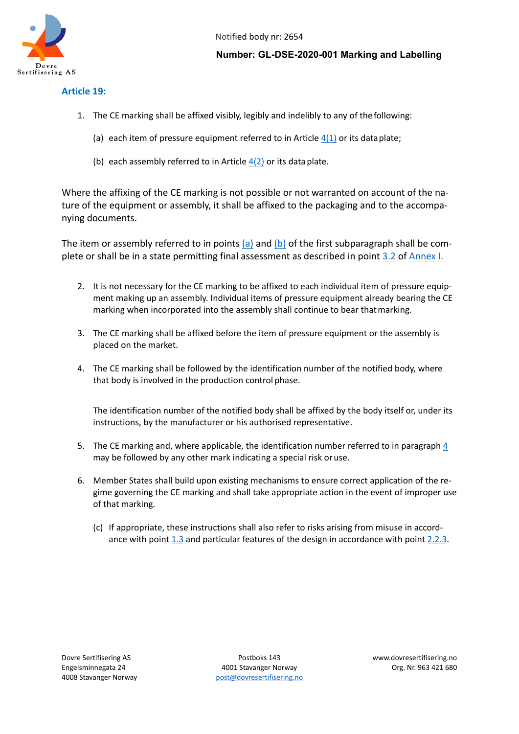## Article 19:

1. The CE marking shall be affixed visibly, legibly and indelibly to any of the following:

   (a) each item of pressure equipment referred to in Article 4(1) or its data plate;

   (b) each assembly referred to in Article 4(2) or its data plate.

Where the affixing of the CE marking is not possible or not warranted on account of the nature of the equipment or assembly, it shall be affixed to the packaging and to the accompanying documents.

The item or assembly referred to in points (a) and (b) of the first subparagraph shall be complete or shall be in a state permitting final assessment as described in point 3.2 of Annex I.

2. It is not necessary for the CE marking to be affixed to each individual item of pressure equipment making up an assembly. Individual items of pressure equipment already bearing the CE marking when incorporated into the assembly shall continue to bear that marking.

3. The CE marking shall be affixed before the item of pressure equipment or the assembly is placed on the market.

4. The CE marking shall be followed by the identification number of the notified body, where that body is involved in the production control phase.

   The identification number of the notified body shall be affixed by the body itself or, under its instructions, by the manufacturer or his authorised representative.

5. The CE marking and, where applicable, the identification number referred to in paragraph 4 may be followed by any other mark indicating a special risk or use.

6. Member States shall build upon existing mechanisms to ensure correct application of the regime governing the CE marking and shall take appropriate action in the event of improper use of that marking.

   (c) If appropriate, these instructions shall also refer to risks arising from misuse in accordance with point 1.3 and particular features of the design in accordance with point 2.2.3.